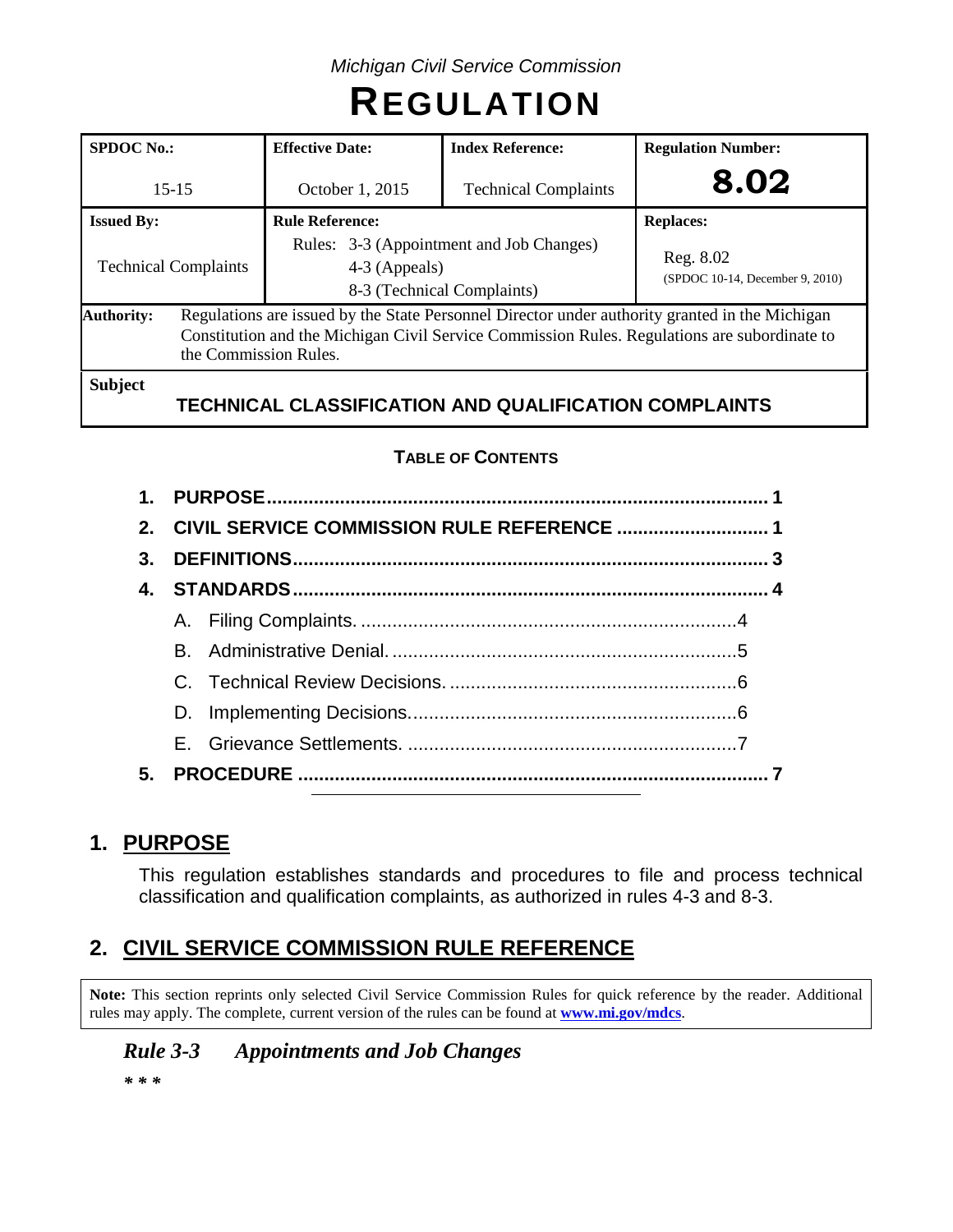*Michigan Civil Service Commission*

# REGULATION

| SPDOC No.: | Effective Date: | Index Reference: | Regulation Number: |
|---|---|---|---|
| 15-15 | October 1, 2015 | Technical Complaints | **8.02** |
| **Issued By:** | **Rule Reference:** | | **Replaces:** |
| Technical Complaints | Rules: 3-3 (Appointment and Job Changes)<br>4-3 (Appeals)<br>8-3 (Technical Complaints) | | Reg. 8.02<br>(SPDOC 10-14, December 9, 2010) |

**Authority:** Regulations are issued by the State Personnel Director under authority granted in the Michigan Constitution and the Michigan Civil Service Commission Rules. Regulations are subordinate to the Commission Rules.

**Subject**

**TECHNICAL CLASSIFICATION AND QUALIFICATION COMPLAINTS**

**TABLE OF CONTENTS**

1. **PURPOSE** .......... 1
2. **CIVIL SERVICE COMMISSION RULE REFERENCE** .......... 1
3. **DEFINITIONS** .......... 3
4. **STANDARDS** .......... 4
   - A. Filing Complaints. .......... 4
   - B. Administrative Denial. .......... 5
   - C. Technical Review Decisions. .......... 6
   - D. Implementing Decisions. .......... 6
   - E. Grievance Settlements. .......... 7
5. **PROCEDURE** .......... 7

---

## 1. PURPOSE

This regulation establishes standards and procedures to file and process technical classification and qualification complaints, as authorized in rules 4-3 and 8-3.

## 2. CIVIL SERVICE COMMISSION RULE REFERENCE

**Note:** This section reprints only selected Civil Service Commission Rules for quick reference by the reader. Additional rules may apply. The complete, current version of the rules can be found at **www.mi.gov/mdcs**.

### *Rule 3-3 Appointments and Job Changes*

***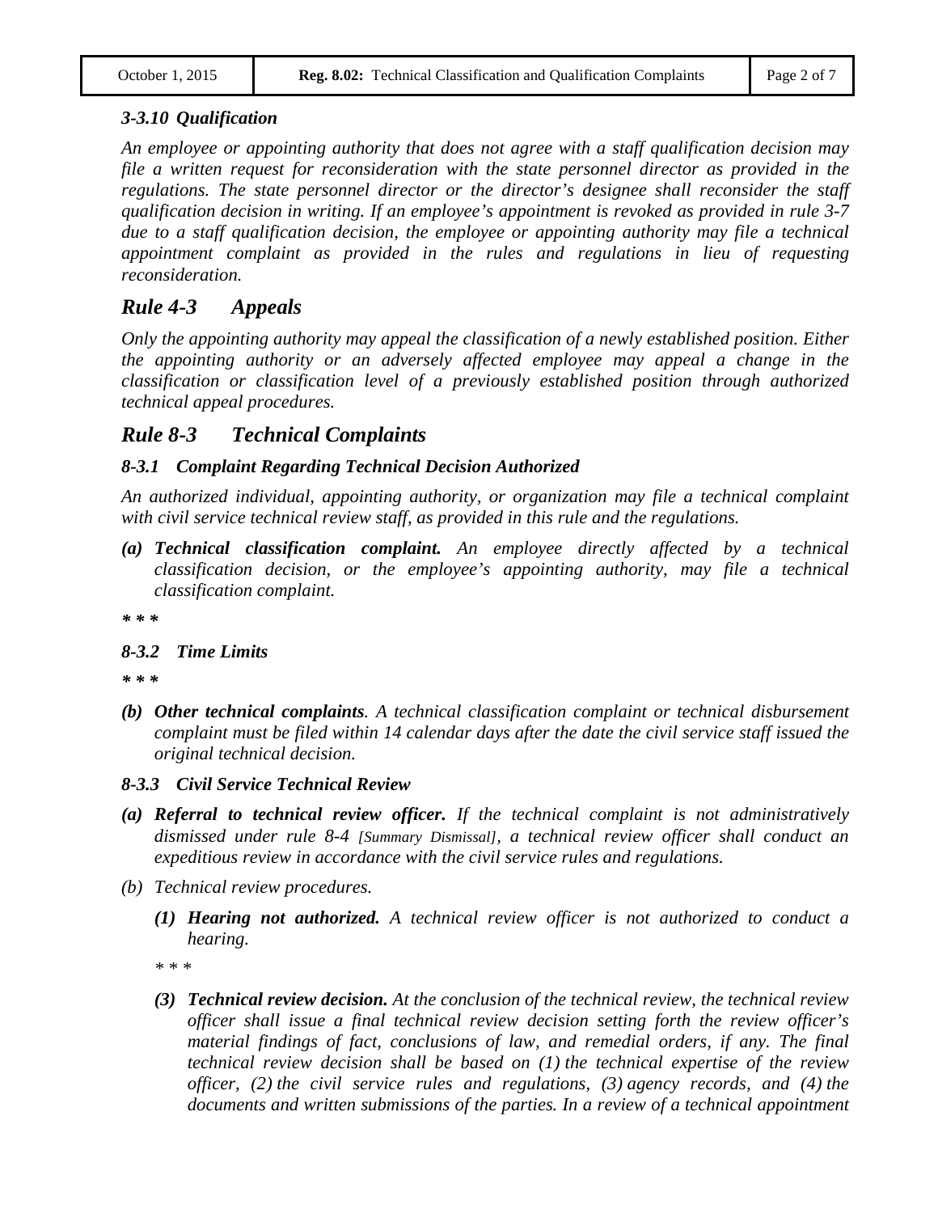### *3-3.10 Qualification*

*An employee or appointing authority that does not agree with a staff qualification decision may file a written request for reconsideration with the state personnel director as provided in the regulations. The state personnel director or the director's designee shall reconsider the staff qualification decision in writing. If an employee's appointment is revoked as provided in rule 3-7 due to a staff qualification decision, the employee or appointing authority may file a technical appointment complaint as provided in the rules and regulations in lieu of requesting reconsideration.*

## *Rule 4-3 Appeals*

*Only the appointing authority may appeal the classification of a newly established position. Either the appointing authority or an adversely affected employee may appeal a change in the classification or classification level of a previously established position through authorized technical appeal procedures.*

## *Rule 8-3 Technical Complaints*

### *8-3.1 Complaint Regarding Technical Decision Authorized*

*An authorized individual, appointing authority, or organization may file a technical complaint with civil service technical review staff, as provided in this rule and the regulations.*

*(a)* ***Technical classification complaint.*** *An employee directly affected by a technical classification decision, or the employee's appointing authority, may file a technical classification complaint.*

***\* \* \****

### *8-3.2 Time Limits*

***\* \* \****

*(b)* ***Other technical complaints****. A technical classification complaint or technical disbursement complaint must be filed within 14 calendar days after the date the civil service staff issued the original technical decision.*

### *8-3.3 Civil Service Technical Review*

*(a)* ***Referral to technical review officer.*** *If the technical complaint is not administratively dismissed under rule 8-4 [Summary Dismissal], a technical review officer shall conduct an expeditious review in accordance with the civil service rules and regulations.*

*(b) Technical review procedures.*

*(1)* ***Hearing not authorized.*** *A technical review officer is not authorized to conduct a hearing.*

*\* \* \**

*(3)* ***Technical review decision.*** *At the conclusion of the technical review, the technical review officer shall issue a final technical review decision setting forth the review officer's material findings of fact, conclusions of law, and remedial orders, if any. The final technical review decision shall be based on (1) the technical expertise of the review officer, (2) the civil service rules and regulations, (3) agency records, and (4) the documents and written submissions of the parties. In a review of a technical appointment*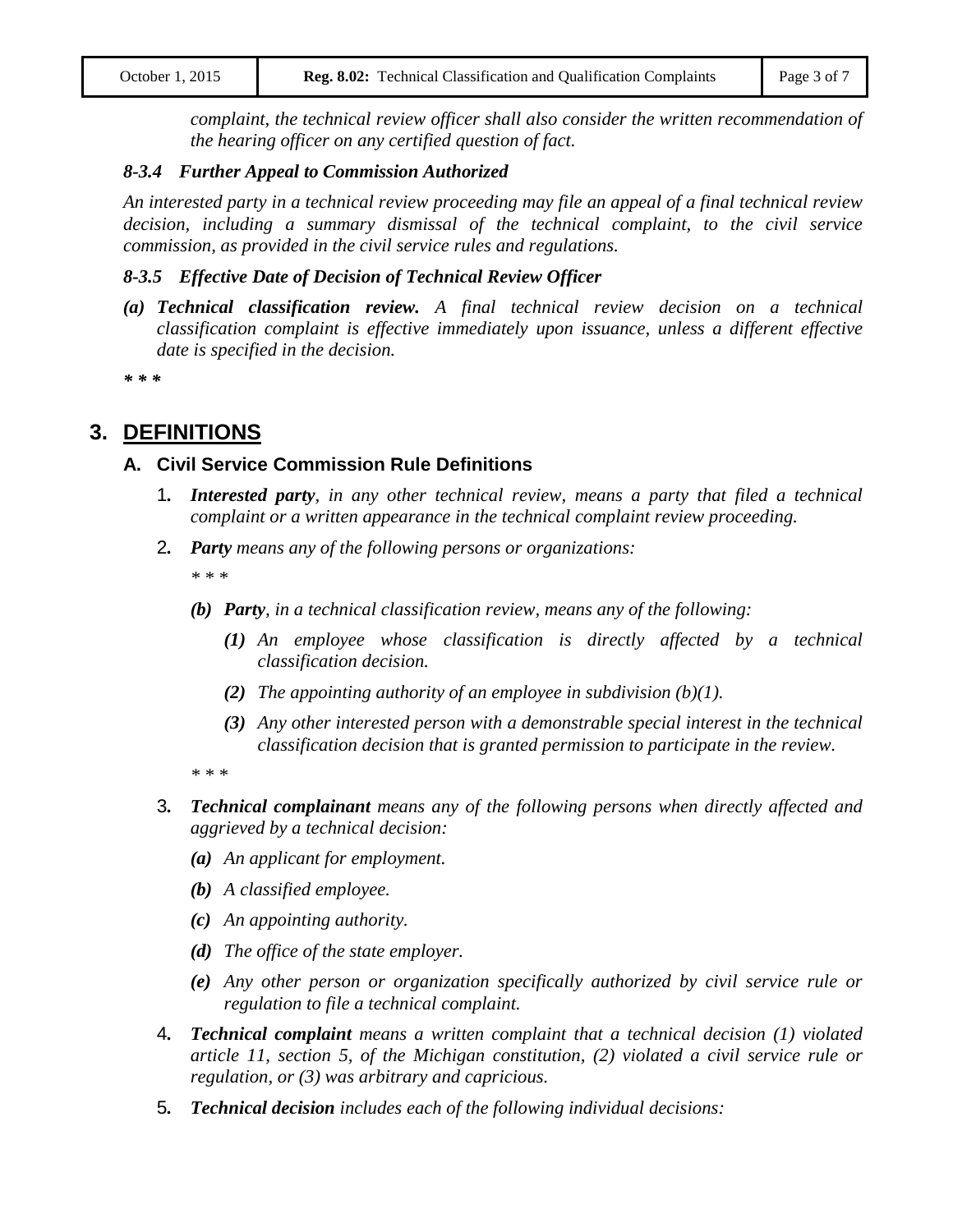*complaint, the technical review officer shall also consider the written recommendation of the hearing officer on any certified question of fact.*

#### ***8-3.4 Further Appeal to Commission Authorized***

*An interested party in a technical review proceeding may file an appeal of a final technical review decision, including a summary dismissal of the technical complaint, to the civil service commission, as provided in the civil service rules and regulations.*

#### ***8-3.5 Effective Date of Decision of Technical Review Officer***

***(a) Technical classification review.*** *A final technical review decision on a technical classification complaint is effective immediately upon issuance, unless a different effective date is specified in the decision.*

***\* \* \****

## 3. DEFINITIONS

### A. Civil Service Commission Rule Definitions

1. ***Interested party****, in any other technical review, means a party that filed a technical complaint or a written appearance in the technical complaint review proceeding.*

2. ***Party*** *means any of the following persons or organizations:*

   *\* \* \**

   ***(b) Party****, in a technical classification review, means any of the following:*

   ***(1)*** *An employee whose classification is directly affected by a technical classification decision.*

   ***(2)*** *The appointing authority of an employee in subdivision (b)(1).*

   ***(3)*** *Any other interested person with a demonstrable special interest in the technical classification decision that is granted permission to participate in the review.*

   *\* \* \**

3. ***Technical complainant*** *means any of the following persons when directly affected and aggrieved by a technical decision:*

   ***(a)*** *An applicant for employment.*

   ***(b)*** *A classified employee.*

   ***(c)*** *An appointing authority.*

   ***(d)*** *The office of the state employer.*

   ***(e)*** *Any other person or organization specifically authorized by civil service rule or regulation to file a technical complaint.*

4. ***Technical complaint*** *means a written complaint that a technical decision (1) violated article 11, section 5, of the Michigan constitution, (2) violated a civil service rule or regulation, or (3) was arbitrary and capricious.*

5. ***Technical decision*** *includes each of the following individual decisions:*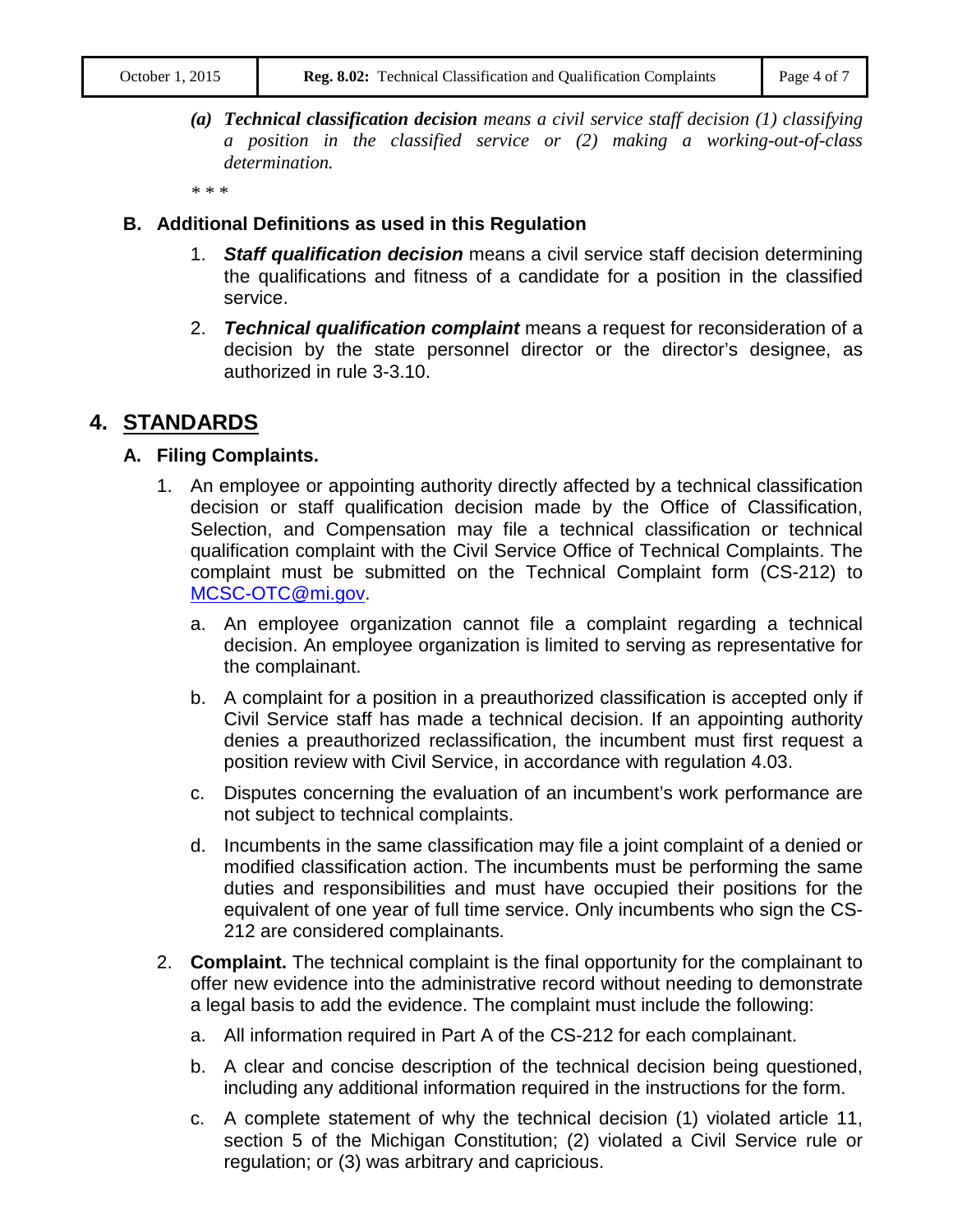*(a)* ***Technical classification decision*** *means a civil service staff decision (1) classifying a position in the classified service or (2) making a working-out-of-class determination.*

\* \* \*

### B. Additional Definitions as used in this Regulation

1. ***Staff qualification decision*** means a civil service staff decision determining the qualifications and fitness of a candidate for a position in the classified service.
2. ***Technical qualification complaint*** means a request for reconsideration of a decision by the state personnel director or the director's designee, as authorized in rule 3-3.10.

## 4. STANDARDS

### A. Filing Complaints.

1. An employee or appointing authority directly affected by a technical classification decision or staff qualification decision made by the Office of Classification, Selection, and Compensation may file a technical classification or technical qualification complaint with the Civil Service Office of Technical Complaints. The complaint must be submitted on the Technical Complaint form (CS-212) to [MCSC-OTC@mi.gov](mailto:MCSC-OTC@mi.gov).
   a. An employee organization cannot file a complaint regarding a technical decision. An employee organization is limited to serving as representative for the complainant.
   b. A complaint for a position in a preauthorized classification is accepted only if Civil Service staff has made a technical decision. If an appointing authority denies a preauthorized reclassification, the incumbent must first request a position review with Civil Service, in accordance with regulation 4.03.
   c. Disputes concerning the evaluation of an incumbent's work performance are not subject to technical complaints.
   d. Incumbents in the same classification may file a joint complaint of a denied or modified classification action. The incumbents must be performing the same duties and responsibilities and must have occupied their positions for the equivalent of one year of full time service. Only incumbents who sign the CS-212 are considered complainants.
2. **Complaint.** The technical complaint is the final opportunity for the complainant to offer new evidence into the administrative record without needing to demonstrate a legal basis to add the evidence. The complaint must include the following:
   a. All information required in Part A of the CS-212 for each complainant.
   b. A clear and concise description of the technical decision being questioned, including any additional information required in the instructions for the form.
   c. A complete statement of why the technical decision (1) violated article 11, section 5 of the Michigan Constitution; (2) violated a Civil Service rule or regulation; or (3) was arbitrary and capricious.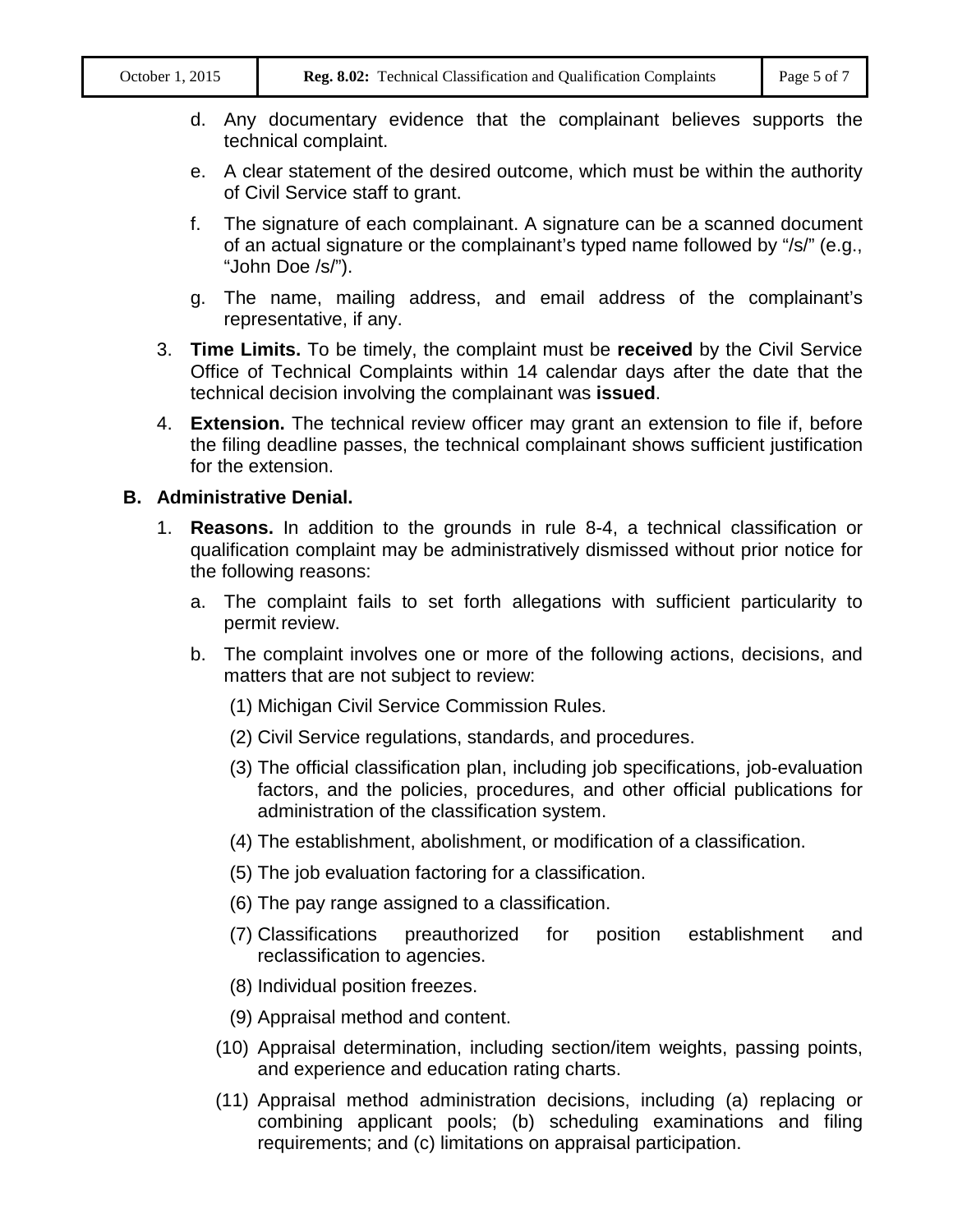d. Any documentary evidence that the complainant believes supports the technical complaint.

e. A clear statement of the desired outcome, which must be within the authority of Civil Service staff to grant.

f. The signature of each complainant. A signature can be a scanned document of an actual signature or the complainant's typed name followed by "/s/" (e.g., "John Doe /s/").

g. The name, mailing address, and email address of the complainant's representative, if any.

3. **Time Limits.** To be timely, the complaint must be **received** by the Civil Service Office of Technical Complaints within 14 calendar days after the date that the technical decision involving the complainant was **issued**.

4. **Extension.** The technical review officer may grant an extension to file if, before the filing deadline passes, the technical complainant shows sufficient justification for the extension.

**B. Administrative Denial.**

1. **Reasons.** In addition to the grounds in rule 8-4, a technical classification or qualification complaint may be administratively dismissed without prior notice for the following reasons:

   a. The complaint fails to set forth allegations with sufficient particularity to permit review.

   b. The complaint involves one or more of the following actions, decisions, and matters that are not subject to review:

      (1) Michigan Civil Service Commission Rules.

      (2) Civil Service regulations, standards, and procedures.

      (3) The official classification plan, including job specifications, job-evaluation factors, and the policies, procedures, and other official publications for administration of the classification system.

      (4) The establishment, abolishment, or modification of a classification.

      (5) The job evaluation factoring for a classification.

      (6) The pay range assigned to a classification.

      (7) Classifications preauthorized for position establishment and reclassification to agencies.

      (8) Individual position freezes.

      (9) Appraisal method and content.

      (10) Appraisal determination, including section/item weights, passing points, and experience and education rating charts.

      (11) Appraisal method administration decisions, including (a) replacing or combining applicant pools; (b) scheduling examinations and filing requirements; and (c) limitations on appraisal participation.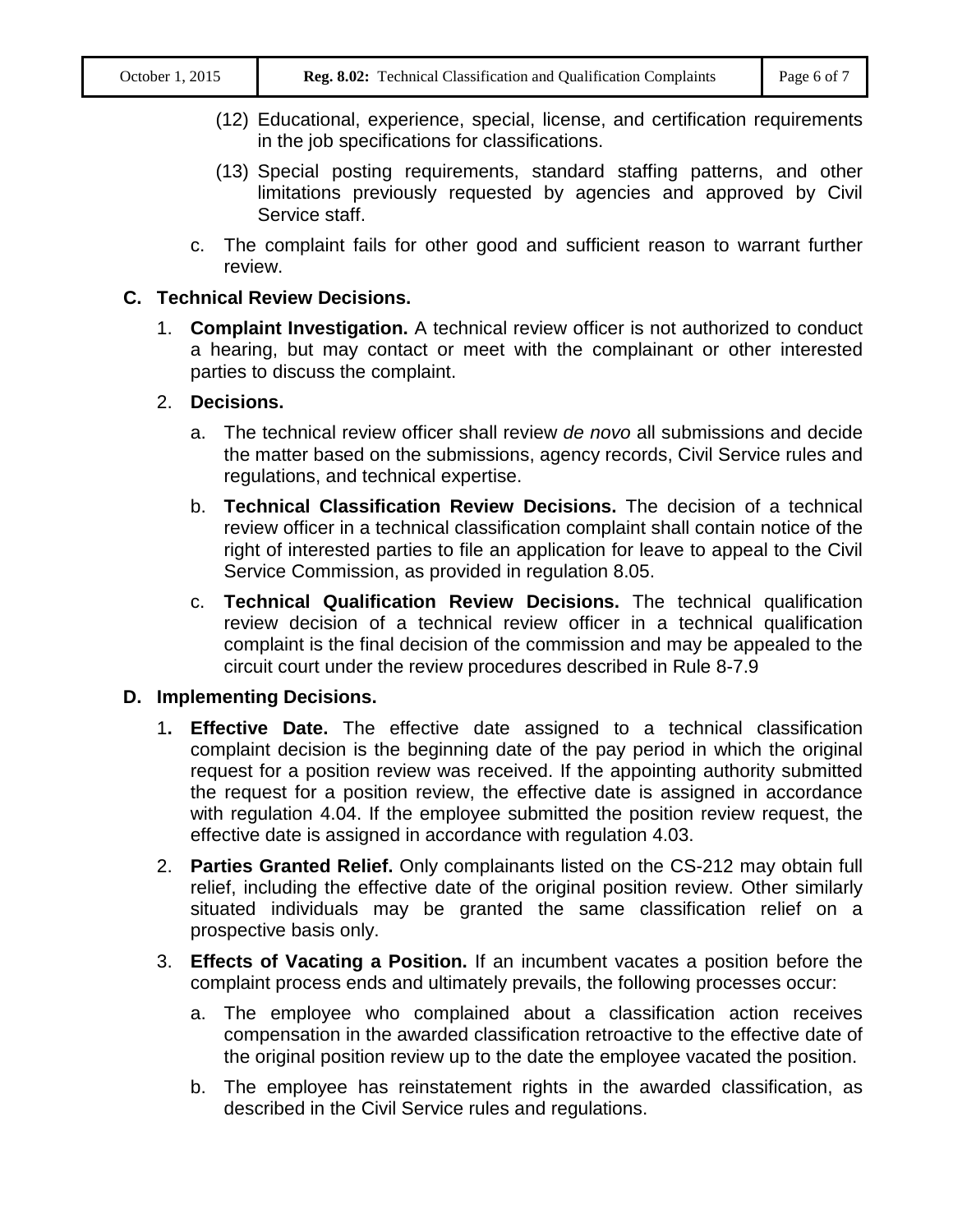(12) Educational, experience, special, license, and certification requirements in the job specifications for classifications.

(13) Special posting requirements, standard staffing patterns, and other limitations previously requested by agencies and approved by Civil Service staff.

c. The complaint fails for other good and sufficient reason to warrant further review.

**C. Technical Review Decisions.**

1. **Complaint Investigation.** A technical review officer is not authorized to conduct a hearing, but may contact or meet with the complainant or other interested parties to discuss the complaint.

2. **Decisions.**

   a. The technical review officer shall review *de novo* all submissions and decide the matter based on the submissions, agency records, Civil Service rules and regulations, and technical expertise.

   b. **Technical Classification Review Decisions.** The decision of a technical review officer in a technical classification complaint shall contain notice of the right of interested parties to file an application for leave to appeal to the Civil Service Commission, as provided in regulation 8.05.

   c. **Technical Qualification Review Decisions.** The technical qualification review decision of a technical review officer in a technical qualification complaint is the final decision of the commission and may be appealed to the circuit court under the review procedures described in Rule 8-7.9

**D. Implementing Decisions.**

1. **Effective Date.** The effective date assigned to a technical classification complaint decision is the beginning date of the pay period in which the original request for a position review was received. If the appointing authority submitted the request for a position review, the effective date is assigned in accordance with regulation 4.04. If the employee submitted the position review request, the effective date is assigned in accordance with regulation 4.03.

2. **Parties Granted Relief.** Only complainants listed on the CS-212 may obtain full relief, including the effective date of the original position review. Other similarly situated individuals may be granted the same classification relief on a prospective basis only.

3. **Effects of Vacating a Position.** If an incumbent vacates a position before the complaint process ends and ultimately prevails, the following processes occur:

   a. The employee who complained about a classification action receives compensation in the awarded classification retroactive to the effective date of the original position review up to the date the employee vacated the position.

   b. The employee has reinstatement rights in the awarded classification, as described in the Civil Service rules and regulations.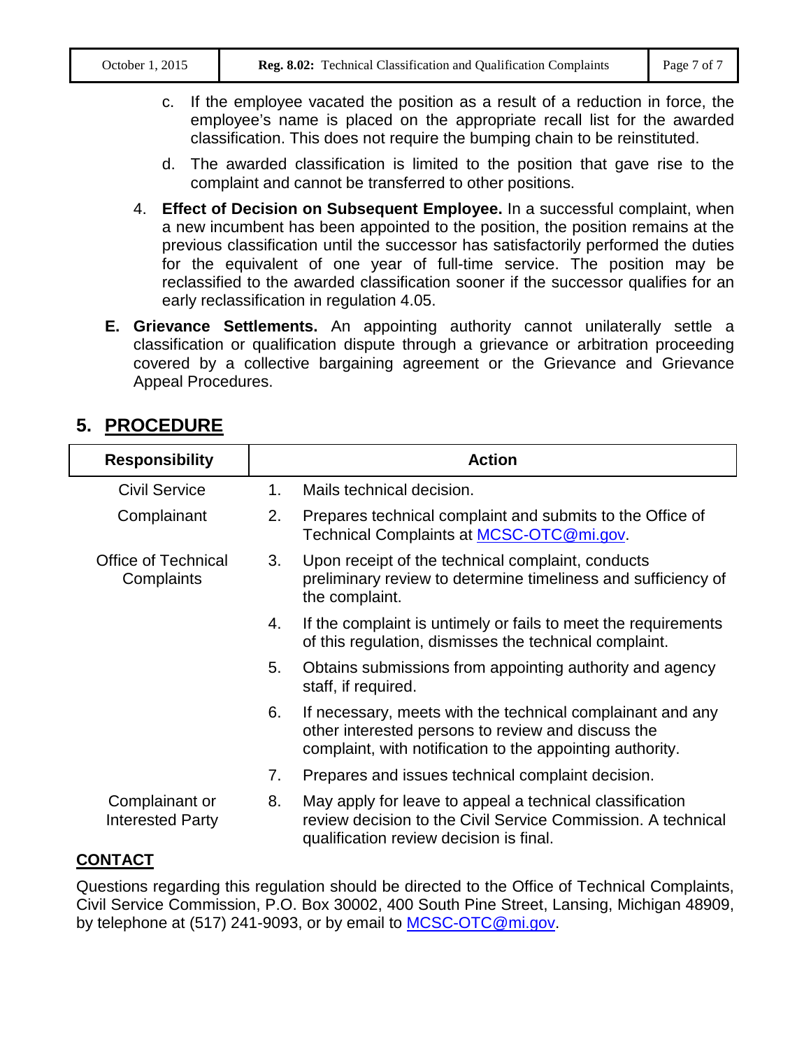c. If the employee vacated the position as a result of a reduction in force, the employee's name is placed on the appropriate recall list for the awarded classification. This does not require the bumping chain to be reinstituted.

d. The awarded classification is limited to the position that gave rise to the complaint and cannot be transferred to other positions.

4. **Effect of Decision on Subsequent Employee.** In a successful complaint, when a new incumbent has been appointed to the position, the position remains at the previous classification until the successor has satisfactorily performed the duties for the equivalent of one year of full-time service. The position may be reclassified to the awarded classification sooner if the successor qualifies for an early reclassification in regulation 4.05.

**E. Grievance Settlements.** An appointing authority cannot unilaterally settle a classification or qualification dispute through a grievance or arbitration proceeding covered by a collective bargaining agreement or the Grievance and Grievance Appeal Procedures.

## 5. PROCEDURE

| Responsibility | Action |
|---|---|
| Civil Service | 1. Mails technical decision. |
| Complainant | 2. Prepares technical complaint and submits to the Office of Technical Complaints at MCSC-OTC@mi.gov. |
| Office of Technical Complaints | 3. Upon receipt of the technical complaint, conducts preliminary review to determine timeliness and sufficiency of the complaint. |
| | 4. If the complaint is untimely or fails to meet the requirements of this regulation, dismisses the technical complaint. |
| | 5. Obtains submissions from appointing authority and agency staff, if required. |
| | 6. If necessary, meets with the technical complainant and any other interested persons to review and discuss the complaint, with notification to the appointing authority. |
| | 7. Prepares and issues technical complaint decision. |
| Complainant or Interested Party | 8. May apply for leave to appeal a technical classification review decision to the Civil Service Commission. A technical qualification review decision is final. |

**CONTACT**

Questions regarding this regulation should be directed to the Office of Technical Complaints, Civil Service Commission, P.O. Box 30002, 400 South Pine Street, Lansing, Michigan 48909, by telephone at (517) 241-9093, or by email to MCSC-OTC@mi.gov.